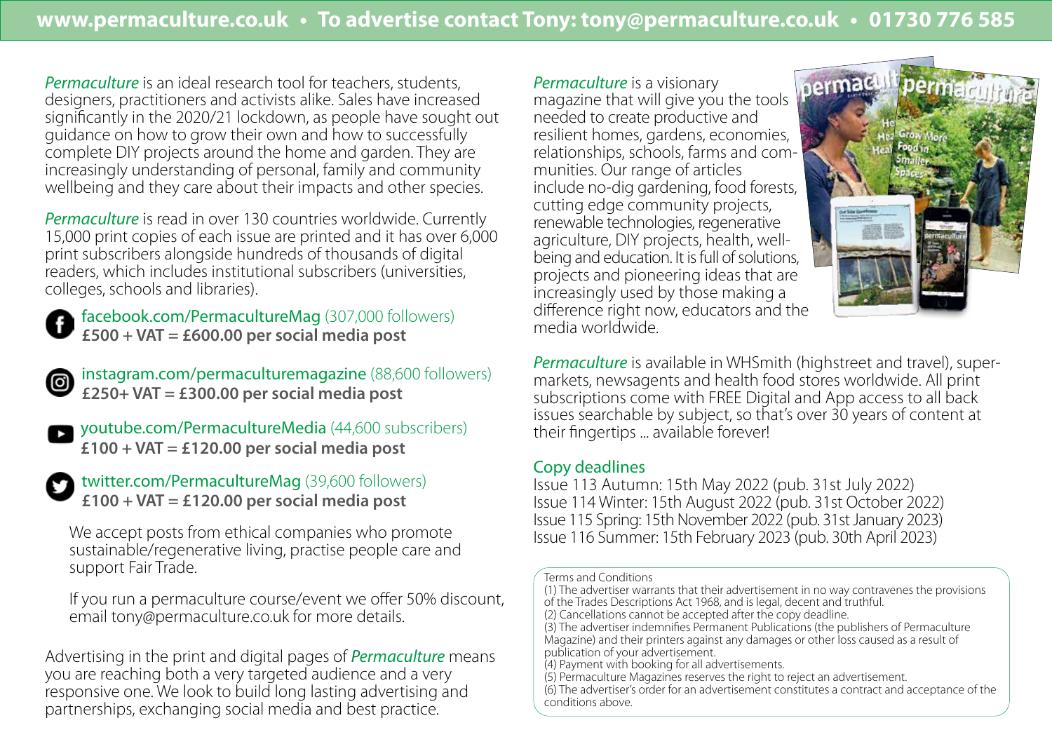*Permaculture* is an ideal research tool for teachers, students, designers, practitioners and activists alike. Sales have increased significantly in the 2020/21 lockdown, as people have sought out guidance on how to grow their own and how to successfully complete DIY projects around the home and garden. They are increasingly understanding of personal, family and community wellbeing and they care about their impacts and other species.

*Permaculture* is read in over 130 countries worldwide. Currently 15,000 print copies of each issue are printed and it has over 6,000 print subscribers alongside hundreds of thousands of digital readers, which includes institutional subscribers (universities, colleges, schools and libraries).

facebook.com/PermacultureMag (307,000 followers)
**£500 + VAT = £600.00 per social media post**

instagram.com/permaculturemagazine (88,600 followers)
**£250+ VAT = £300.00 per social media post**

youtube.com/PermacultureMedia (44,600 subscribers)
**£100 + VAT = £120.00 per social media post**

twitter.com/PermacultureMag (39,600 followers)
**£100 + VAT = £120.00 per social media post**

We accept posts from ethical companies who promote sustainable/regenerative living, practise people care and support Fair Trade.

If you run a permaculture course/event we offer 50% discount, email tony@permaculture.co.uk for more details.

Advertising in the print and digital pages of *Permaculture* means you are reaching both a very targeted audience and a very responsive one. We look to build long lasting advertising and partnerships, exchanging social media and best practice.

*Permaculture* is a visionary magazine that will give you the tools needed to create productive and resilient homes, gardens, economies, relationships, schools, farms and communities. Our range of articles include no-dig gardening, food forests, cutting edge community projects, renewable technologies, regenerative agriculture, DIY projects, health, wellbeing and education. It is full of solutions, projects and pioneering ideas that are increasingly used by those making a difference right now, educators and the media worldwide.

*Permaculture* is available in WHSmith (highstreet and travel), supermarkets, newsagents and health food stores worldwide. All print subscriptions come with FREE Digital and App access to all back issues searchable by subject, so that's over 30 years of content at their fingertips ... available forever!

## Copy deadlines

Issue 113 Autumn: 15th May 2022 (pub. 31st July 2022)
Issue 114 Winter: 15th August 2022 (pub. 31st October 2022)
Issue 115 Spring: 15th November 2022 (pub. 31st January 2023)
Issue 116 Summer: 15th February 2023 (pub. 30th April 2023)

Terms and Conditions
(1) The advertiser warrants that their advertisement in no way contravenes the provisions of the Trades Descriptions Act 1968, and is legal, decent and truthful.
(2) Cancellations cannot be accepted after the copy deadline.
(3) The advertiser indemnifies Permanent Publications (the publishers of Permaculture Magazine) and their printers against any damages or other loss caused as a result of publication of your advertisement.
(4) Payment with booking for all advertisements.
(5) Permaculture Magazines reserves the right to reject an advertisement.
(6) The advertiser's order for an advertisement constitutes a contract and acceptance of the conditions above.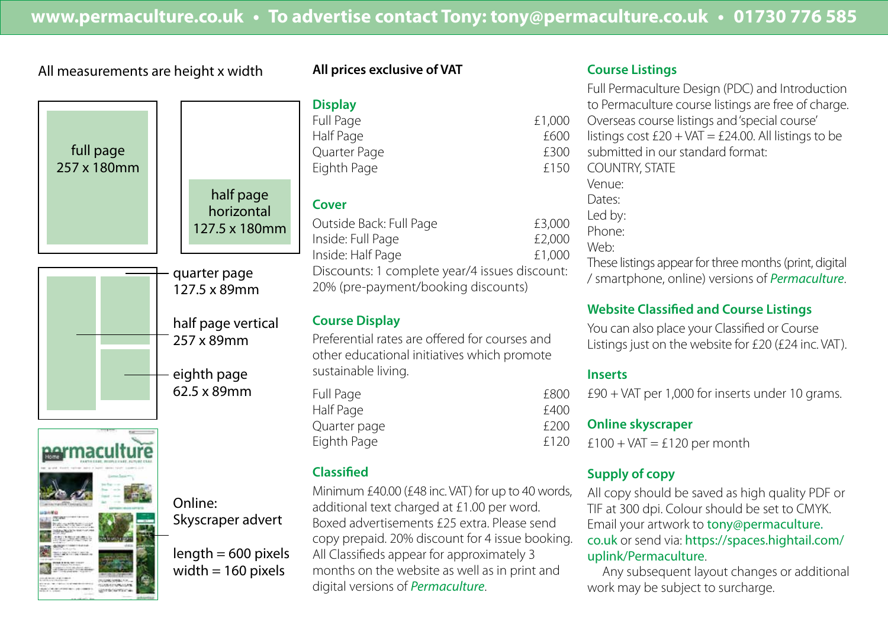www.permaculture.co.uk • To advertise contact Tony: tony@permaculture.co.uk • 01730 776 585

All measurements are height x width

full page
257 x 180mm

half page
horizontal
127.5 x 180mm

quarter page
127.5 x 89mm

half page vertical
257 x 89mm

eighth page
62.5 x 89mm

Online:
Skyscraper advert

length = 600 pixels
width = 160 pixels

**All prices exclusive of VAT**

## Display

| | |
|---|---|
| Full Page | £1,000 |
| Half Page | £600 |
| Quarter Page | £300 |
| Eighth Page | £150 |

## Cover

| | |
|---|---|
| Outside Back: Full Page | £3,000 |
| Inside: Full Page | £2,000 |
| Inside: Half Page | £1,000 |

Discounts: 1 complete year/4 issues discount: 20% (pre-payment/booking discounts)

## Course Display

Preferential rates are offered for courses and other educational initiatives which promote sustainable living.

| | |
|---|---|
| Full Page | £800 |
| Half Page | £400 |
| Quarter page | £200 |
| Eighth Page | £120 |

## Classified

Minimum £40.00 (£48 inc. VAT) for up to 40 words, additional text charged at £1.00 per word. Boxed advertisements £25 extra. Please send copy prepaid. 20% discount for 4 issue booking. All Classifieds appear for approximately 3 months on the website as well as in print and digital versions of *Permaculture*.

## Course Listings

Full Permaculture Design (PDC) and Introduction to Permaculture course listings are free of charge. Overseas course listings and 'special course' listings cost £20 + VAT = £24.00. All listings to be submitted in our standard format:

COUNTRY, STATE
Venue:
Dates:
Led by:
Phone:
Web:

These listings appear for three months (print, digital / smartphone, online) versions of *Permaculture*.

## Website Classified and Course Listings

You can also place your Classified or Course Listings just on the website for £20 (£24 inc. VAT).

## Inserts

£90 + VAT per 1,000 for inserts under 10 grams.

## Online skyscraper

£100 + VAT = £120 per month

## Supply of copy

All copy should be saved as high quality PDF or TIF at 300 dpi. Colour should be set to CMYK. Email your artwork to tony@permaculture.co.uk or send via: https://spaces.hightail.com/uplink/Permaculture.

Any subsequent layout changes or additional work may be subject to surcharge.